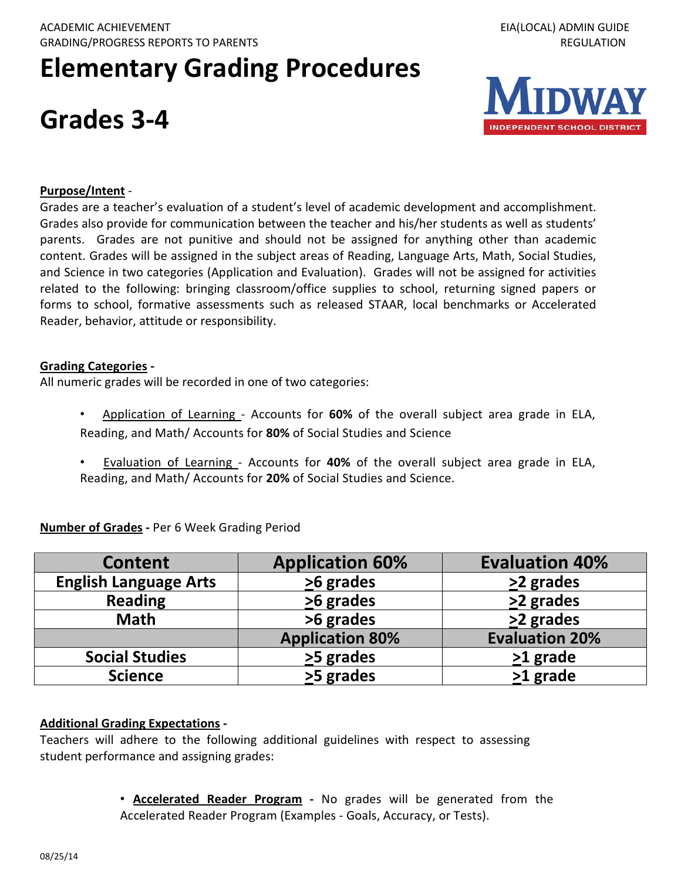ACADEMIC ACHIEVEMENT
GRADING/PROGRESS REPORTS TO PARENTS

EIA(LOCAL) ADMIN GUIDE
REGULATION

# Elementary Grading Procedures

# Grades 3-4

MIDWAY INDEPENDENT SCHOOL DISTRICT

**Purpose/Intent** -

Grades are a teacher's evaluation of a student's level of academic development and accomplishment. Grades also provide for communication between the teacher and his/her students as well as students' parents. Grades are not punitive and should not be assigned for anything other than academic content. Grades will be assigned in the subject areas of Reading, Language Arts, Math, Social Studies, and Science in two categories (Application and Evaluation). Grades will not be assigned for activities related to the following: bringing classroom/office supplies to school, returning signed papers or forms to school, formative assessments such as released STAAR, local benchmarks or Accelerated Reader, behavior, attitude or responsibility.

**Grading Categories -**

All numeric grades will be recorded in one of two categories:

- Application of Learning - Accounts for **60%** of the overall subject area grade in ELA, Reading, and Math/ Accounts for **80%** of Social Studies and Science
- Evaluation of Learning - Accounts for **40%** of the overall subject area grade in ELA, Reading, and Math/ Accounts for **20%** of Social Studies and Science.

**Number of Grades -** Per 6 Week Grading Period

| Content | Application 60% | Evaluation 40% |
|---|---|---|
| English Language Arts | ≥6 grades | ≥2 grades |
| Reading | ≥6 grades | ≥2 grades |
| Math | >6 grades | ≥2 grades |
| | Application 80% | Evaluation 20% |
| Social Studies | ≥5 grades | ≥1 grade |
| Science | ≥5 grades | ≥1 grade |

**Additional Grading Expectations -**

Teachers will adhere to the following additional guidelines with respect to assessing student performance and assigning grades:

- **Accelerated Reader Program -** No grades will be generated from the Accelerated Reader Program (Examples - Goals, Accuracy, or Tests).

08/25/14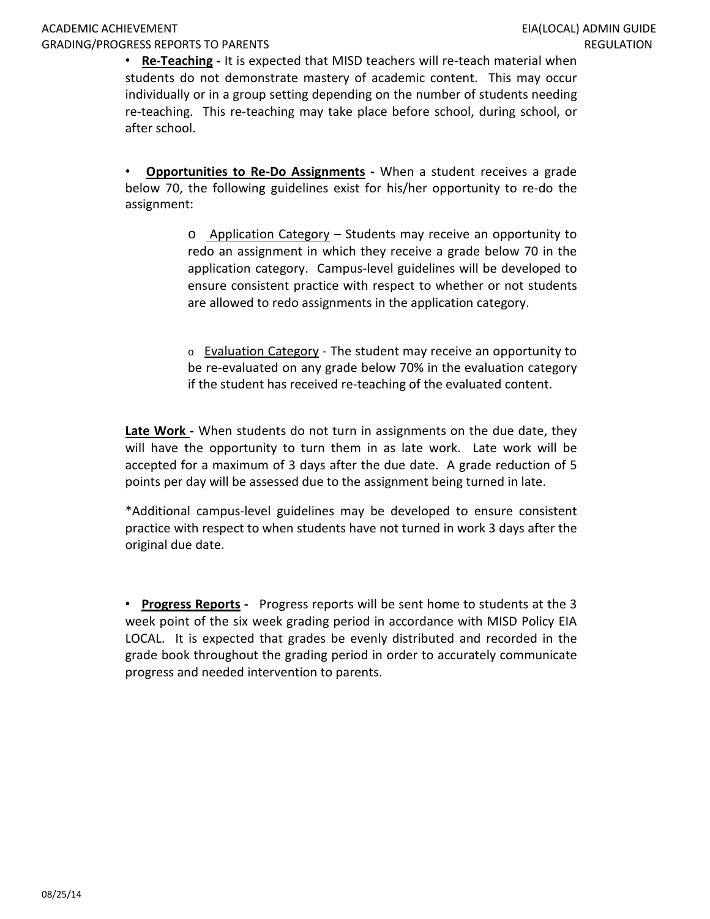- **Re-Teaching -** It is expected that MISD teachers will re-teach material when students do not demonstrate mastery of academic content. This may occur individually or in a group setting depending on the number of students needing re-teaching. This re-teaching may take place before school, during school, or after school.

- **Opportunities to Re-Do Assignments -** When a student receives a grade below 70, the following guidelines exist for his/her opportunity to re-do the assignment:

  - Application Category – Students may receive an opportunity to redo an assignment in which they receive a grade below 70 in the application category. Campus-level guidelines will be developed to ensure consistent practice with respect to whether or not students are allowed to redo assignments in the application category.

  - Evaluation Category - The student may receive an opportunity to be re-evaluated on any grade below 70% in the evaluation category if the student has received re-teaching of the evaluated content.

**Late Work -** When students do not turn in assignments on the due date, they will have the opportunity to turn them in as late work. Late work will be accepted for a maximum of 3 days after the due date. A grade reduction of 5 points per day will be assessed due to the assignment being turned in late.

*Additional campus-level guidelines may be developed to ensure consistent practice with respect to when students have not turned in work 3 days after the original due date.

- **Progress Reports -** Progress reports will be sent home to students at the 3 week point of the six week grading period in accordance with MISD Policy EIA LOCAL. It is expected that grades be evenly distributed and recorded in the grade book throughout the grading period in order to accurately communicate progress and needed intervention to parents.